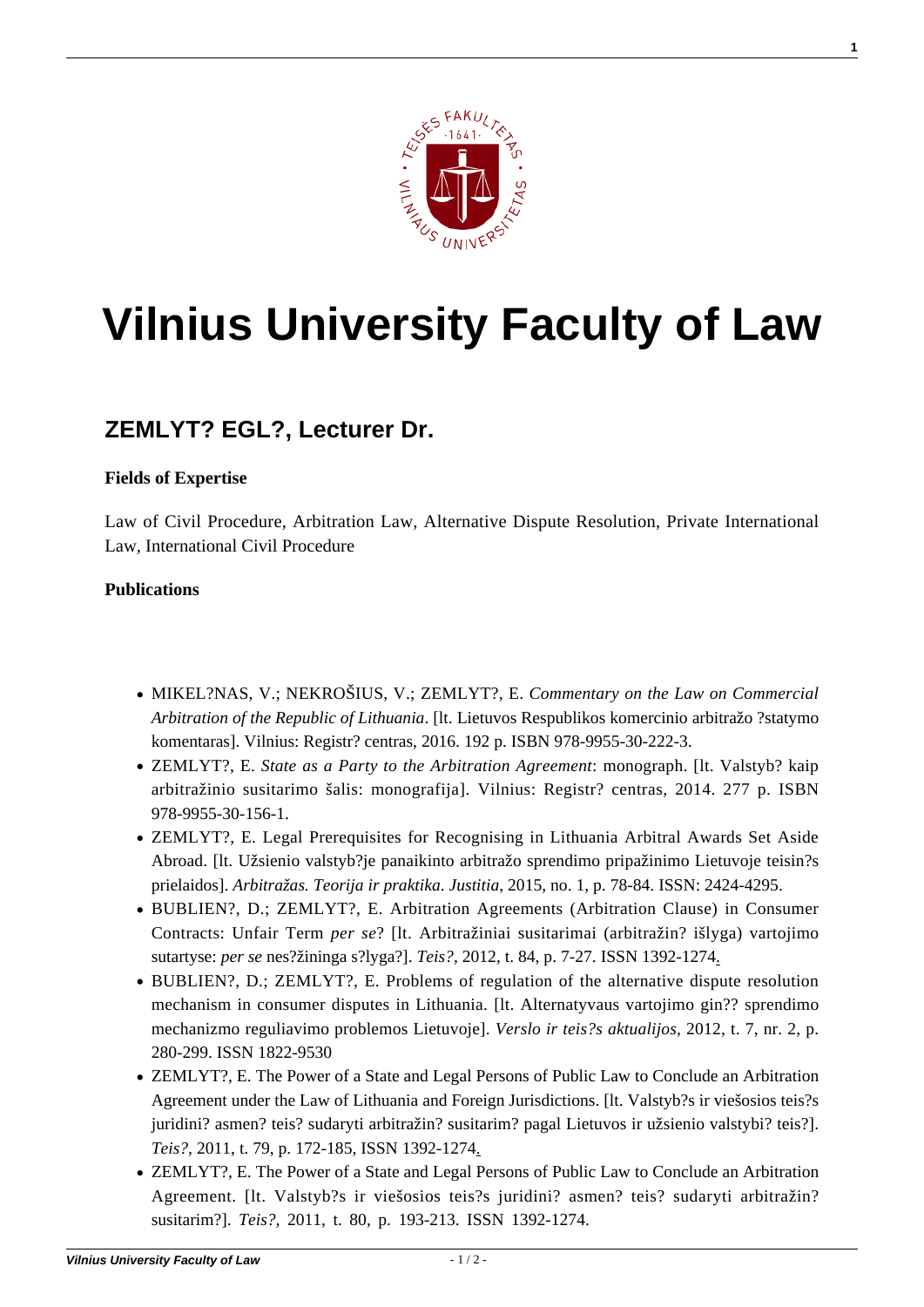# Vilnius University Faculty of Law

## ZEMLYT? EGL?, Lecturer Dr.

**Fields of Expertise**

Law of Civil Procedure, Arbitration Law, Alternative Dispute Resolution, Private International Law, International Civil Procedure

**Publications**

- MIKEL?NAS, V.; NEKROŠIUS, V.; ZEMLYT?, E. *Commentary on the Law on Commercial Arbitration of the Republic of Lithuania*. [lt. Lietuvos Respublikos komercinio arbitražo ?statymo komentaras]. Vilnius: Registr? centras, 2016. 192 p. ISBN 978-9955-30-222-3.
- ZEMLYT?, E. *State as a Party to the Arbitration Agreement*: monograph. [lt. Valstyb? kaip arbitražinio susitarimo šalis: monografija]. Vilnius: Registr? centras, 2014. 277 p. ISBN 978-9955-30-156-1.
- ZEMLYT?, E. Legal Prerequisites for Recognising in Lithuania Arbitral Awards Set Aside Abroad. [lt. Užsienio valstyb?je panaikinto arbitražo sprendimo pripažinimo Lietuvoje teisin?s prielaidos]. *Arbitražas. Teorija ir praktika*. *Justitia*, 2015, no. 1, p. 78-84. ISSN: 2424-4295.
- BUBLIEN?, D.; ZEMLYT?, E. Arbitration Agreements (Arbitration Clause) in Consumer Contracts: Unfair Term *per se*? [lt. Arbitražiniai susitarimai (arbitražin? išlyga) vartojimo sutartyse: *per se* nes?žininga s?lyga?]. *Teis?*, 2012, t. 84, p. 7-27. ISSN 1392-1274.
- BUBLIEN?, D.; ZEMLYT?, E. Problems of regulation of the alternative dispute resolution mechanism in consumer disputes in Lithuania. [lt. Alternatyvaus vartojimo gin?? sprendimo mechanizmo reguliavimo problemos Lietuvoje]. *Verslo ir teis?s aktualijos*, 2012, t. 7, nr. 2, p. 280-299. ISSN 1822-9530
- ZEMLYT?, E. The Power of a State and Legal Persons of Public Law to Conclude an Arbitration Agreement under the Law of Lithuania and Foreign Jurisdictions. [lt. Valstyb?s ir viešosios teis?s juridini? asmen? teis? sudaryti arbitražin? susitarim? pagal Lietuvos ir užsienio valstybi? teis?]. *Teis?*, 2011, t. 79, p. 172-185, ISSN 1392-1274.
- ZEMLYT?, E. The Power of a State and Legal Persons of Public Law to Conclude an Arbitration Agreement. [lt. Valstyb?s ir viešosios teis?s juridini? asmen? teis? sudaryti arbitražin? susitarim?]. *Teis?*, 2011, t. 80, p. 193-213. ISSN 1392-1274.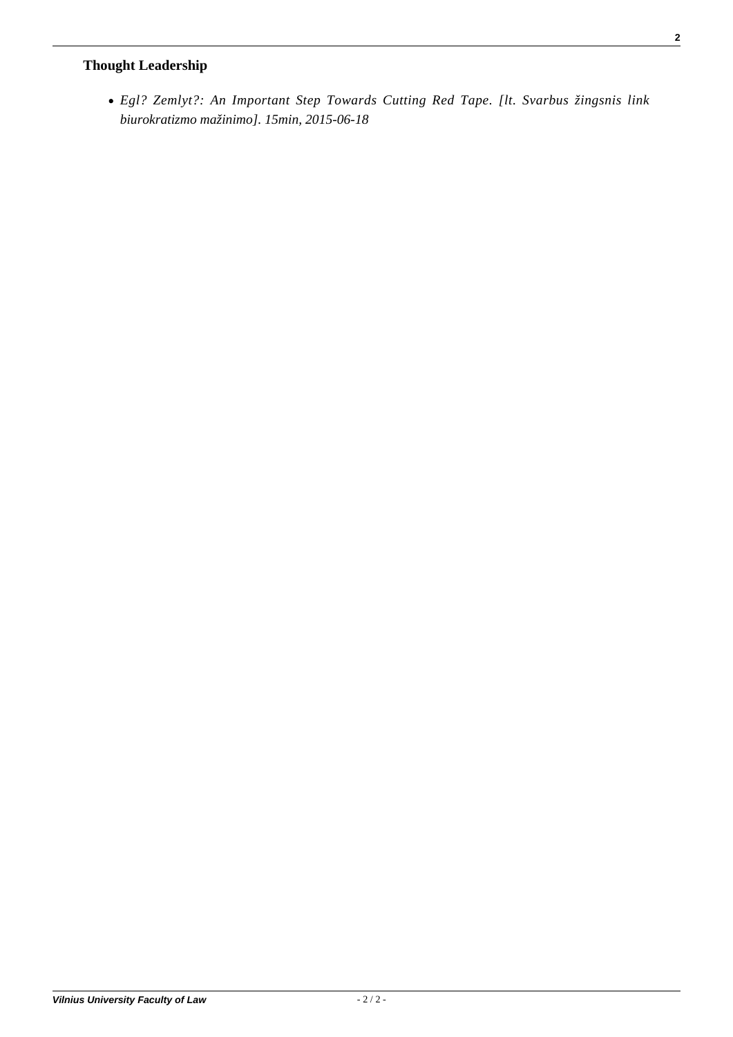### Thought Leadership

- *Egl? Zemlyt?: An Important Step Towards Cutting Red Tape. [lt. Svarbus žingsnis link biurokratizmo mažinimo]. 15min, 2015-06-18*